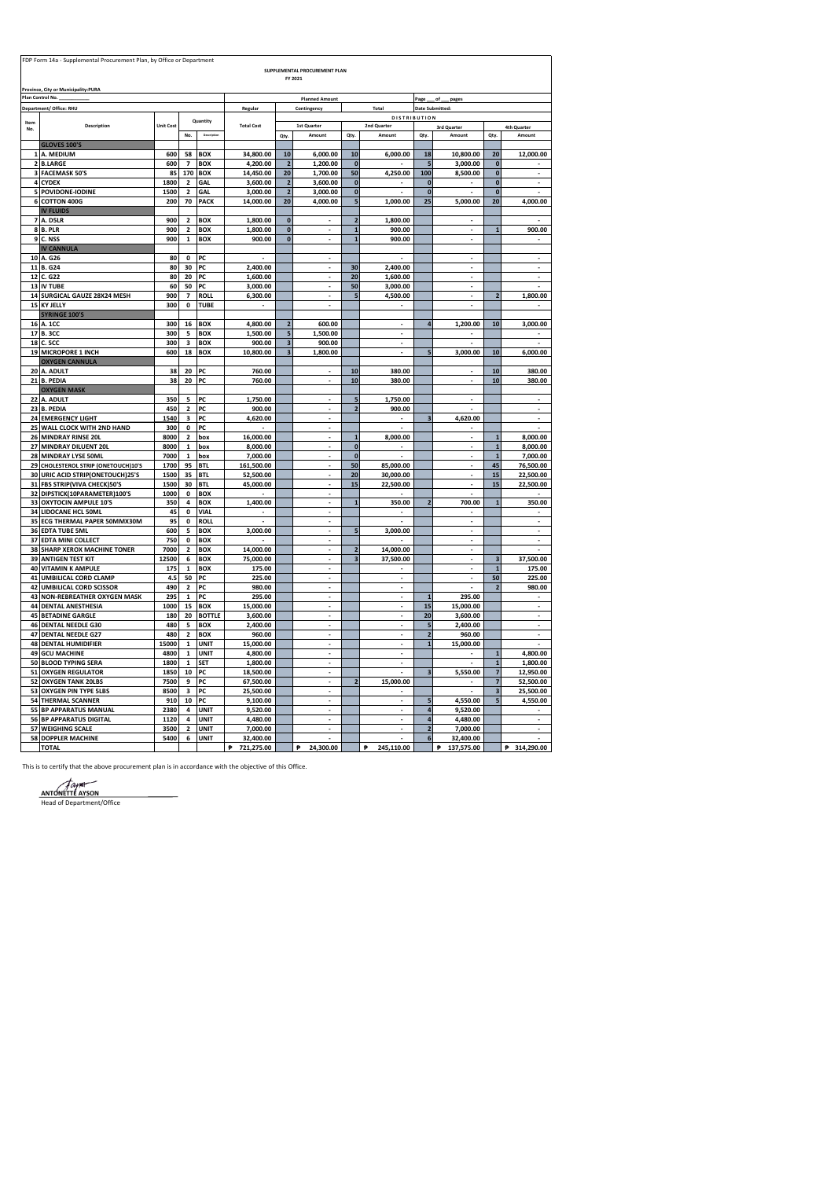FDP Form 14a - Supplemental Procurement Plan, by Office or Department

**SUPPLEMENTAL PROCUREMENT PLAN**

**FY 2021**

**Province, City or Municipality:PURA**

| Plan Control No. ________ | | | | | | Planned Amount | | | | | Page ___ of ___ pages | | | |
|---|---|---|---|---|---|---|---|---|---|---|---|---|---|---|
| Department/ Office: RHU | | | | | Regular | Contingency | | Total | | | Date Submitted: | | | |
| | | | | | | DISTRIBUTION | | | | | | | | |
| Item No. | Description | Unit Cost | Quantity | | Total Cost | 1st Quarter | | 2nd Quarter | | 3rd Quarter | | 4th Quarter | | |
| | | | No. | Description | | Qty. | Amount | Qty. | Amount | Qty. | Amount | Qty. | Amount | |
| | **GLOVES 100'S** | | | | | | | | | | | | | |
| 1 | A. MEDIUM | 600 | 58 | BOX | 34,800.00 | 10 | 6,000.00 | 10 | 6,000.00 | 18 | 10,800.00 | 20 | 12,000.00 | |
| 2 | B.LARGE | 600 | 7 | BOX | 4,200.00 | 2 | 1,200.00 | 0 | - | 5 | 3,000.00 | 0 | - | |
| 3 | FACEMASK 50'S | 85 | 170 | BOX | 14,450.00 | 20 | 1,700.00 | 50 | 4,250.00 | 100 | 8,500.00 | 0 | - | |
| 4 | CYDEX | 1800 | 2 | GAL | 3,600.00 | 2 | 3,600.00 | 0 | - | 0 | - | 0 | - | |
| 5 | POVIDONE-IODINE | 1500 | 2 | GAL | 3,000.00 | 2 | 3,000.00 | 0 | - | 0 | - | 0 | - | |
| 6 | COTTON 400G | 200 | 70 | PACK | 14,000.00 | 20 | 4,000.00 | 5 | 1,000.00 | 25 | 5,000.00 | 20 | 4,000.00 | |
| | **IV FLUIDS** | | | | | | | | | | | | | |
| 7 | A. D5LR | 900 | 2 | BOX | 1,800.00 | 0 | - | 2 | 1,800.00 | | - | | - | |
| 8 | B. PLR | 900 | 2 | BOX | 1,800.00 | 0 | - | 1 | 900.00 | | - | 1 | 900.00 | |
| 9 | C. NSS | 900 | 1 | BOX | 900.00 | 0 | - | 1 | 900.00 | | - | | - | |
| | **IV CANNULA** | | | | | | | | | | | | | |
| 10 | A. G26 | 80 | 0 | PC | - | | - | | - | | - | | - | |
| 11 | B. G24 | 80 | 30 | PC | 2,400.00 | | - | 30 | 2,400.00 | | - | | - | |
| 12 | C. G22 | 80 | 20 | PC | 1,600.00 | | - | 20 | 1,600.00 | | - | | - | |
| 13 | IV TUBE | 60 | 50 | PC | 3,000.00 | | - | 50 | 3,000.00 | | - | | - | |
| 14 | SURGICAL GAUZE 28X24 MESH | 900 | 7 | ROLL | 6,300.00 | | - | 5 | 4,500.00 | | - | 2 | 1,800.00 | |
| 15 | KY JELLY | 300 | 0 | TUBE | - | | - | | - | | - | | - | |
| | **SYRINGE 100'S** | | | | | | | | | | | | | |
| 16 | A. 1CC | 300 | 16 | BOX | 4,800.00 | 2 | 600.00 | | - | 4 | 1,200.00 | 10 | 3,000.00 | |
| 17 | B. 3CC | 300 | 5 | BOX | 1,500.00 | 5 | 1,500.00 | | - | | - | | - | |
| 18 | C. 5CC | 300 | 3 | BOX | 900.00 | 3 | 900.00 | | - | | - | | - | |
| 19 | MICROPORE 1 INCH | 600 | 18 | BOX | 10,800.00 | 3 | 1,800.00 | | - | 5 | 3,000.00 | 10 | 6,000.00 | |
| | **OXYGEN CANNULA** | | | | | | | | | | | | | |
| 20 | A. ADULT | 38 | 20 | PC | 760.00 | | - | 10 | 380.00 | | - | 10 | 380.00 | |
| 21 | B. PEDIA | 38 | 20 | PC | 760.00 | | - | 10 | 380.00 | | - | 10 | 380.00 | |
| | **OXYGEN MASK** | | | | | | | | | | | | | |
| 22 | A. ADULT | 350 | 5 | PC | 1,750.00 | | - | 5 | 1,750.00 | | - | | - | |
| 23 | B. PEDIA | 450 | 2 | PC | 900.00 | | - | 2 | 900.00 | | - | | - | |
| 24 | EMERGENCY LIGHT | 1540 | 3 | PC | 4,620.00 | | - | | - | 3 | 4,620.00 | | - | |
| 25 | WALL CLOCK WITH 2ND HAND | 300 | 0 | PC | - | | - | | - | | - | | - | |
| 26 | MINDRAY RINSE 20L | 8000 | 2 | box | 16,000.00 | | - | 1 | 8,000.00 | | - | 1 | 8,000.00 | |
| 27 | MINDRAY DILUENT 20L | 8000 | 1 | box | 8,000.00 | | - | 0 | - | | - | 1 | 8,000.00 | |
| 28 | MINDRAY LYSE 50ML | 7000 | 1 | box | 7,000.00 | | - | 0 | - | | - | 1 | 7,000.00 | |
| 29 | CHOLESTEROL STRIP (ONETOUCH)10'S | 1700 | 95 | BTL | 161,500.00 | | - | 50 | 85,000.00 | | - | 45 | 76,500.00 | |
| 30 | URIC ACID STRIP(ONETOUCH)25'S | 1500 | 35 | BTL | 52,500.00 | | - | 20 | 30,000.00 | | - | 15 | 22,500.00 | |
| 31 | FBS STRIP(VIVA CHECK)50'S | 1500 | 30 | BTL | 45,000.00 | | - | 15 | 22,500.00 | | - | 15 | 22,500.00 | |
| 32 | DIPSTICK(10PARAMETER)100'S | 1000 | 0 | BOX | - | | - | | - | | - | | - | |
| 33 | OXYTOCIN AMPULE 10'S | 350 | 4 | BOX | 1,400.00 | | - | 1 | 350.00 | 2 | 700.00 | 1 | 350.00 | |
| 34 | LIDOCANE HCL 50ML | 45 | 0 | VIAL | - | | - | | - | | - | | - | |
| 35 | ECG THERMAL PAPER 50MMX30M | 95 | 0 | ROLL | - | | - | | - | | - | | - | |
| 36 | EDTA TUBE 5ML | 600 | 5 | BOX | 3,000.00 | | - | 5 | 3,000.00 | | - | | - | |
| 37 | EDTA MINI COLLECT | 750 | 0 | BOX | - | | - | | - | | - | | - | |
| 38 | SHARP XEROX MACHINE TONER | 7000 | 2 | BOX | 14,000.00 | | - | 2 | 14,000.00 | | - | | - | |
| 39 | ANTIGEN TEST KIT | 12500 | 6 | BOX | 75,000.00 | | - | 3 | 37,500.00 | | - | 3 | 37,500.00 | |
| 40 | VITAMIN K AMPULE | 175 | 1 | BOX | 175.00 | | - | | - | | - | 1 | 175.00 | |
| 41 | UMBILICAL CORD CLAMP | 4.5 | 50 | PC | 225.00 | | - | | - | | - | 50 | 225.00 | |
| 42 | UMBILICAL CORD SCISSOR | 490 | 2 | PC | 980.00 | | - | | - | | - | 2 | 980.00 | |
| 43 | NON-REBREATHER OXYGEN MASK | 295 | 1 | PC | 295.00 | | - | | - | 1 | 295.00 | | - | |
| 44 | DENTAL ANESTHESIA | 1000 | 15 | BOX | 15,000.00 | | - | | - | 15 | 15,000.00 | | - | |
| 45 | BETADINE GARGLE | 180 | 20 | BOTTLE | 3,600.00 | | - | | - | 20 | 3,600.00 | | - | |
| 46 | DENTAL NEEDLE G30 | 480 | 5 | BOX | 2,400.00 | | - | | - | 5 | 2,400.00 | | - | |
| 47 | DENTAL NEEDLE G27 | 480 | 2 | BOX | 960.00 | | - | | - | 2 | 960.00 | | - | |
| 48 | DENTAL HUMIDIFIER | 15000 | 1 | UNIT | 15,000.00 | | - | | - | 1 | 15,000.00 | | - | |
| 49 | GCU MACHINE | 4800 | 1 | UNIT | 4,800.00 | | - | | - | | - | 1 | 4,800.00 | |
| 50 | BLOOD TYPING SERA | 1800 | 1 | SET | 1,800.00 | | - | | - | | - | 1 | 1,800.00 | |
| 51 | OXYGEN REGULATOR | 1850 | 10 | PC | 18,500.00 | | - | | - | 3 | 5,550.00 | 7 | 12,950.00 | |
| 52 | OXYGEN TANK 20LBS | 7500 | 9 | PC | 67,500.00 | | - | 2 | 15,000.00 | | - | 7 | 52,500.00 | |
| 53 | OXYGEN PIN TYPE 5LBS | 8500 | 3 | PC | 25,500.00 | | - | | - | | - | 3 | 25,500.00 | |
| 54 | THERMAL SCANNER | 910 | 10 | PC | 9,100.00 | | - | | - | 5 | 4,550.00 | 5 | 4,550.00 | |
| 55 | BP APPARATUS MANUAL | 2380 | 4 | UNIT | 9,520.00 | | - | | - | 4 | 9,520.00 | | - | |
| 56 | BP APPARATUS DIGITAL | 1120 | 4 | UNIT | 4,480.00 | | - | | - | 4 | 4,480.00 | | - | |
| 57 | WEIGHING SCALE | 3500 | 2 | UNIT | 7,000.00 | | - | | - | 2 | 7,000.00 | | - | |
| 58 | DOPPLER MACHINE | 5400 | 6 | UNIT | 32,400.00 | | - | | - | 6 | 32,400.00 | | - | |
| | **TOTAL** | | | | ₱ 721,275.00 | | ₱ 24,300.00 | | ₱ 245,110.00 | | ₱ 137,575.00 | | ₱ 314,290.00 | |

This is to certify that the above procurement plan is in accordance with the objective of this Office.

**ANTONETTE AYSON**
Head of Department/Office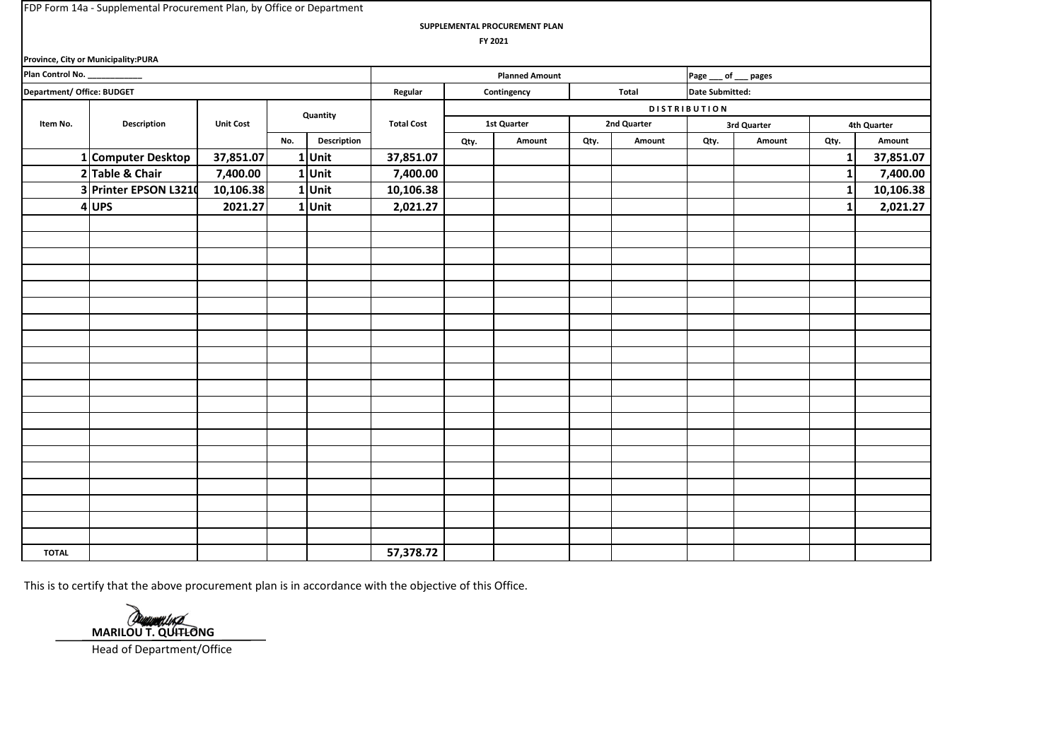FDP Form 14a - Supplemental Procurement Plan, by Office or Department

**SUPPLEMENTAL PROCUREMENT PLAN**

**FY 2021**

**Province, City or Municipality:PURA**

| Plan Control No. ___________ | | | | | Planned Amount | | | | | Page ___ of ___ pages | | | |
|---|---|---|---|---|---|---|---|---|---|---|---|---|---|
| **Department/ Office: BUDGET** | | | | | Regular | Contingency | | Total | | Date Submitted: | | | |
| **Item No.** | **Description** | **Unit Cost** | **Quantity** | | **Total Cost** | **DISTRIBUTION** | | | | | | | |
| | | | | | | **1st Quarter** | | **2nd Quarter** | | **3rd Quarter** | | **4th Quarter** | |
| | | | **No.** | **Description** | | **Qty.** | **Amount** | **Qty.** | **Amount** | **Qty.** | **Amount** | **Qty.** | **Amount** |
| **1** | **Computer Desktop** | **37,851.07** | **1** | **Unit** | **37,851.07** | | | | | | | **1** | **37,851.07** |
| **2** | **Table & Chair** | **7,400.00** | **1** | **Unit** | **7,400.00** | | | | | | | **1** | **7,400.00** |
| **3** | **Printer EPSON L321(** | **10,106.38** | **1** | **Unit** | **10,106.38** | | | | | | | **1** | **10,106.38** |
| **4** | **UPS** | **2021.27** | **1** | **Unit** | **2,021.27** | | | | | | | **1** | **2,021.27** |
| **TOTAL** | | | | | **57,378.72** | | | | | | | | |

This is to certify that the above procurement plan is in accordance with the objective of this Office.

**MARILOU T. QUITLONG**
Head of Department/Office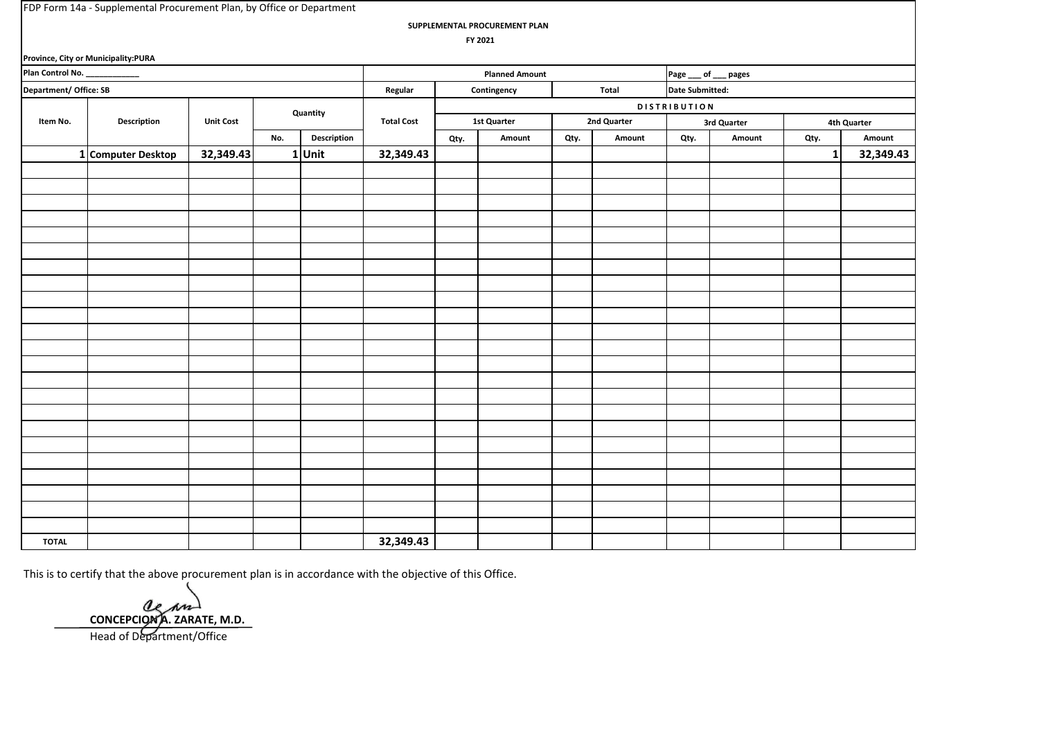FDP Form 14a - Supplemental Procurement Plan, by Office or Department

**SUPPLEMENTAL PROCUREMENT PLAN**

**FY 2021**

**Province, City or Municipality:PURA**

| **Plan Control No. \_\_\_\_\_\_\_\_\_\_\_\_** | | | | | **Planned Amount** | | | | | **Page \_\_\_ of \_\_\_ pages** | | | |
|---|---|---|---|---|---|---|---|---|---|---|---|---|---|
| **Department/ Office: SB** | | | | | **Regular** | **Contingency** | | **Total** | | **Date Submitted:** | | | |
| **Item No.** | **Description** | **Unit Cost** | **Quantity** | | **Total Cost** | **DISTRIBUTION** | | | | | | | |
| | | | | | | **1st Quarter** | | **2nd Quarter** | | **3rd Quarter** | | **4th Quarter** | |
| | | | **No.** | **Description** | | **Qty.** | **Amount** | **Qty.** | **Amount** | **Qty.** | **Amount** | **Qty.** | **Amount** |
| 1 | Computer Desktop | 32,349.43 | 1 | Unit | 32,349.43 | | | | | | | 1 | 32,349.43 |
| | | | | | | | | | | | | | |
| **TOTAL** | | | | | 32,349.43 | | | | | | | | |

This is to certify that the above procurement plan is in accordance with the objective of this Office.

**CONCEPCION A. ZARATE, M.D.**
Head of Department/Office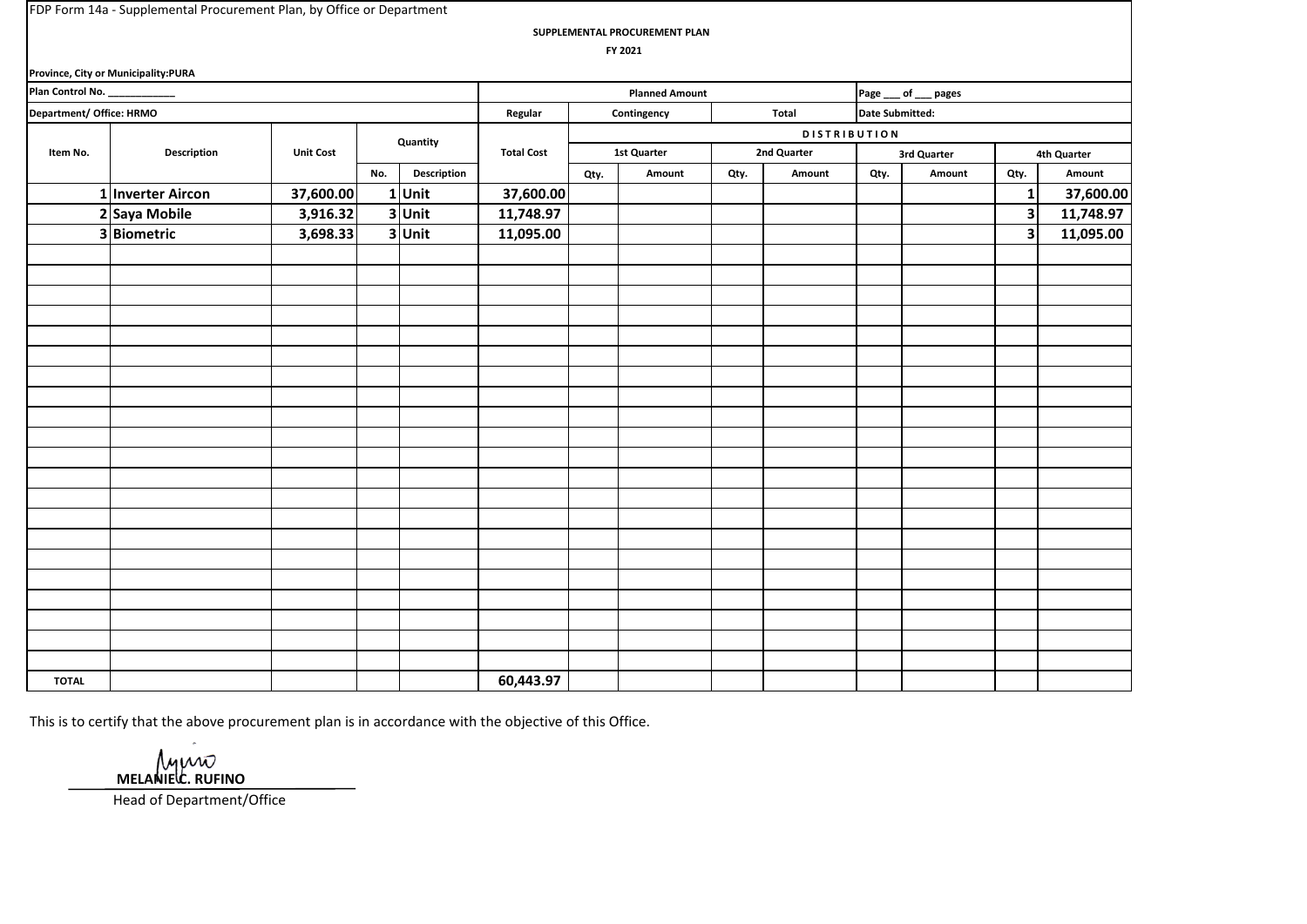FDP Form 14a - Supplemental Procurement Plan, by Office or Department

**SUPPLEMENTAL PROCUREMENT PLAN**

**FY 2021**

**Province, City or Municipality:PURA**

| **Plan Control No. ___________** | | | | | **Planned Amount** | | | | **Page ___ of ___ pages** | | | | |
|---|---|---|---|---|---|---|---|---|---|---|---|---|---|
| **Department/ Office: HRMO** | | | | | **Regular** | **Contingency** | | **Total** | **Date Submitted:** | | | | |
| **Item No.** | **Description** | **Unit Cost** | **Quantity** | | **Total Cost** | **DISTRIBUTION** | | | | | | | |
| | | | | | | **1st Quarter** | | **2nd Quarter** | | **3rd Quarter** | | **4th Quarter** | |
| | | | **No.** | **Description** | | **Qty.** | **Amount** | **Qty.** | **Amount** | **Qty.** | **Amount** | **Qty.** | **Amount** |
| 1 | Inverter Aircon | 37,600.00 | 1 | Unit | 37,600.00 | | | | | | | 1 | 37,600.00 |
| 2 | Saya Mobile | 3,916.32 | 3 | Unit | 11,748.97 | | | | | | | 3 | 11,748.97 |
| 3 | Biometric | 3,698.33 | 3 | Unit | 11,095.00 | | | | | | | 3 | 11,095.00 |
| **TOTAL** | | | | | 60,443.97 | | | | | | | | |

This is to certify that the above procurement plan is in accordance with the objective of this Office.

**MELANIE C. RUFINO**
Head of Department/Office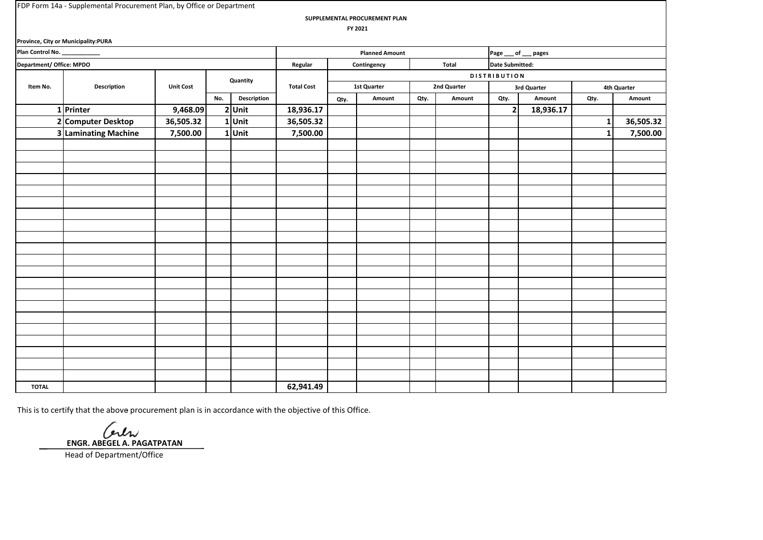FDP Form 14a - Supplemental Procurement Plan, by Office or Department

**SUPPLEMENTAL PROCUREMENT PLAN**

**FY 2021**

**Province, City or Municipality:PURA**

| **Plan Control No. ___________** | | | | | **Planned Amount** | | | | **Page ___ of ___ pages** | | | |
|---|---|---|---|---|---|---|---|---|---|---|---|---|
| **Department/ Office: MPDO** | | | | | **Regular** | **Contingency** | | **Total** | **Date Submitted:** | | | |

| Item No. | Description | Unit Cost | Quantity | | Total Cost | DISTRIBUTION | | | | | | | |
|---|---|---|---|---|---|---|---|---|---|---|---|---|---|
| | | | | | | 1st Quarter | | 2nd Quarter | | 3rd Quarter | | 4th Quarter | |
| | | | No. | Description | | Qty. | Amount | Qty. | Amount | Qty. | Amount | Qty. | Amount |
| 1 | **Printer** | **9,468.09** | **2** | **Unit** | **18,936.17** | | | | | **2** | **18,936.17** | | |
| 2 | **Computer Desktop** | **36,505.32** | **1** | **Unit** | **36,505.32** | | | | | | | **1** | **36,505.32** |
| 3 | **Laminating Machine** | **7,500.00** | **1** | **Unit** | **7,500.00** | | | | | | | **1** | **7,500.00** |
| **TOTAL** | | | | | **62,941.49** | | | | | | | | |

This is to certify that the above procurement plan is in accordance with the objective of this Office.

**ENGR. ABEGEL A. PAGATPATAN**
Head of Department/Office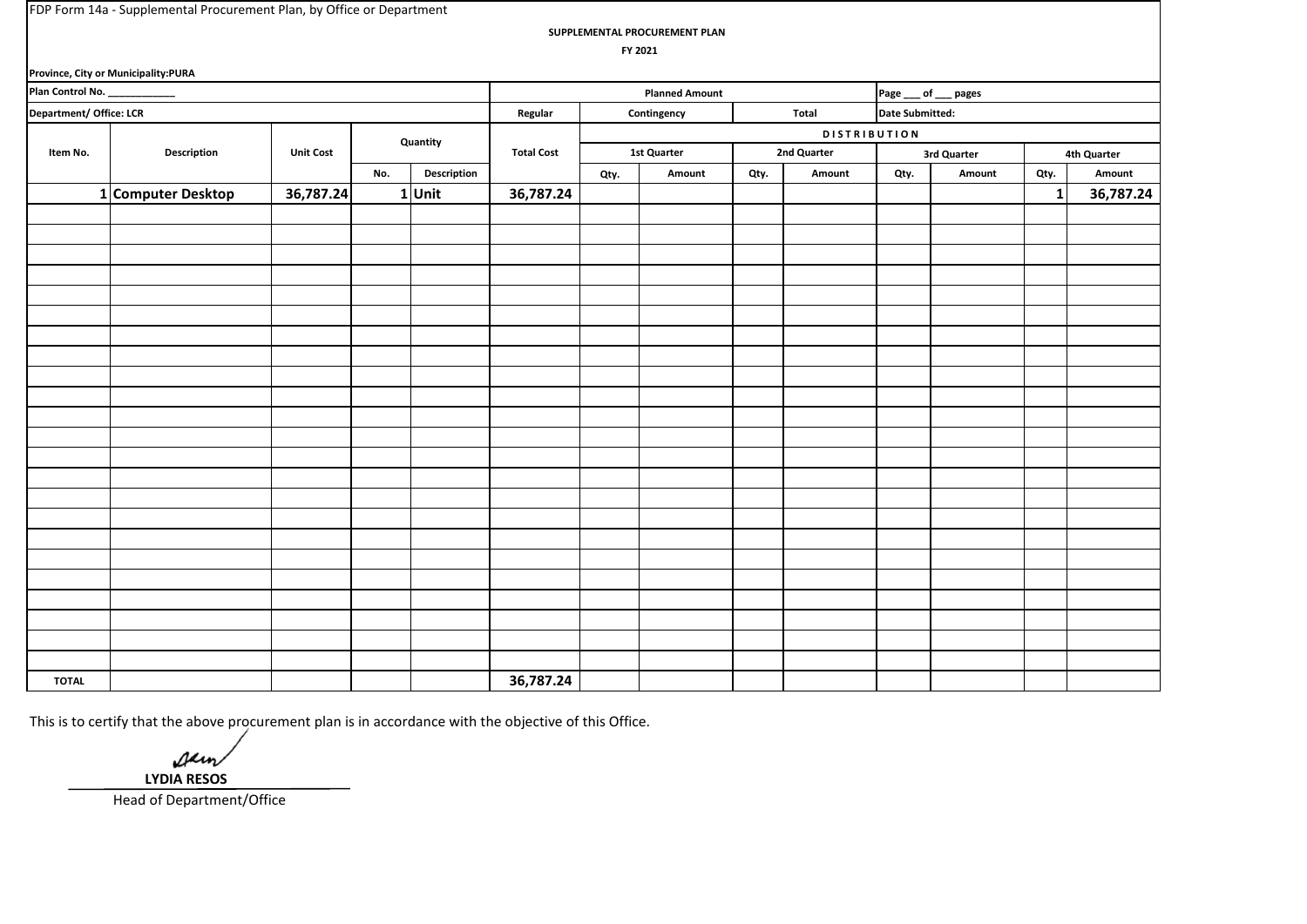FDP Form 14a - Supplemental Procurement Plan, by Office or Department

**SUPPLEMENTAL PROCUREMENT PLAN**

**FY 2021**

**Province, City or Municipality:PURA**

| **Plan Control No. ____________** | | | | | **Planned Amount** | | | | | **Page ___ of ___ pages** | | | |
|---|---|---|---|---|---|---|---|---|---|---|---|---|---|
| **Department/ Office: LCR** | | | | | **Regular** | **Contingency** | | **Total** | | **Date Submitted:** | | | |
| **Item No.** | **Description** | **Unit Cost** | **Quantity** | | **Total Cost** | **DISTRIBUTION** | | | | | | | |
| | | | | | | **1st Quarter** | | **2nd Quarter** | | **3rd Quarter** | | **4th Quarter** | |
| | | | **No.** | **Description** | | **Qty.** | **Amount** | **Qty.** | **Amount** | **Qty.** | **Amount** | **Qty.** | **Amount** |
| 1 | Computer Desktop | 36,787.24 | 1 | Unit | 36,787.24 | | | | | | | 1 | 36,787.24 |
| **TOTAL** | | | | | 36,787.24 | | | | | | | | |

This is to certify that the above procurement plan is in accordance with the objective of this Office.

**LYDIA RESOS**
Head of Department/Office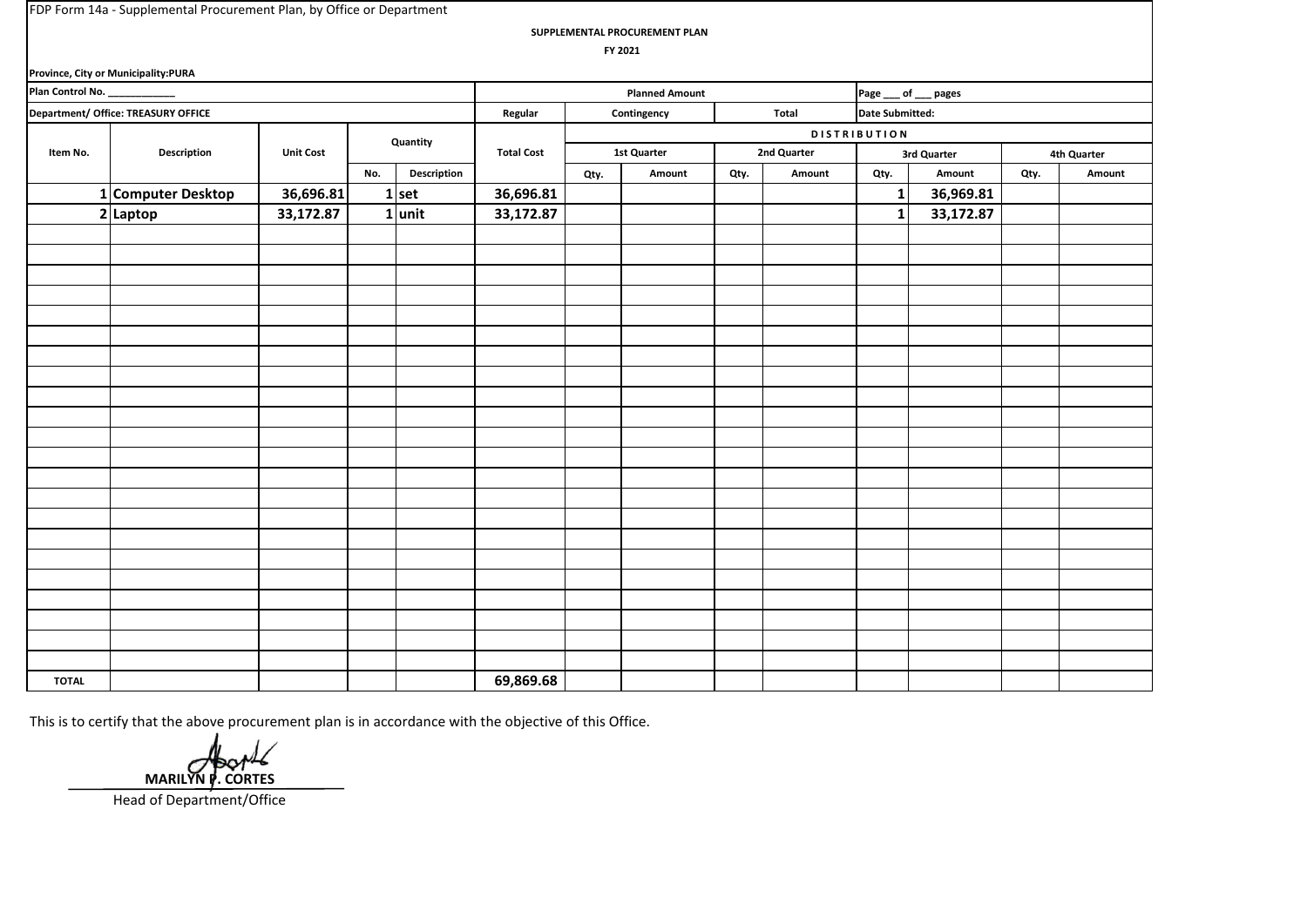FDP Form 14a - Supplemental Procurement Plan, by Office or Department

**SUPPLEMENTAL PROCUREMENT PLAN**

**FY 2021**

**Province, City or Municipality:PURA**

| **Plan Control No. ___________** | | | | | **Planned Amount** | | | | | **Page ___ of ___ pages** | | | |
|---|---|---|---|---|---|---|---|---|---|---|---|---|---|
| **Department/ Office: TREASURY OFFICE** | | | | | **Regular** | **Contingency** | | **Total** | | **Date Submitted:** | | | |
| **Item No.** | **Description** | **Unit Cost** | **Quantity** | | **Total Cost** | **DISTRIBUTION** | | | | | | | |
| | | | | | | **1st Quarter** | | **2nd Quarter** | | **3rd Quarter** | | **4th Quarter** | |
| | | | **No.** | **Description** | | **Qty.** | **Amount** | **Qty.** | **Amount** | **Qty.** | **Amount** | **Qty.** | **Amount** |
| 1 | Computer Desktop | 36,696.81 | 1 | set | 36,696.81 | | | | | 1 | 36,969.81 | | |
| 2 | Laptop | 33,172.87 | 1 | unit | 33,172.87 | | | | | 1 | 33,172.87 | | |
| **TOTAL** | | | | | 69,869.68 | | | | | | | | |

This is to certify that the above procurement plan is in accordance with the objective of this Office.

**MARILYN P. CORTES**
Head of Department/Office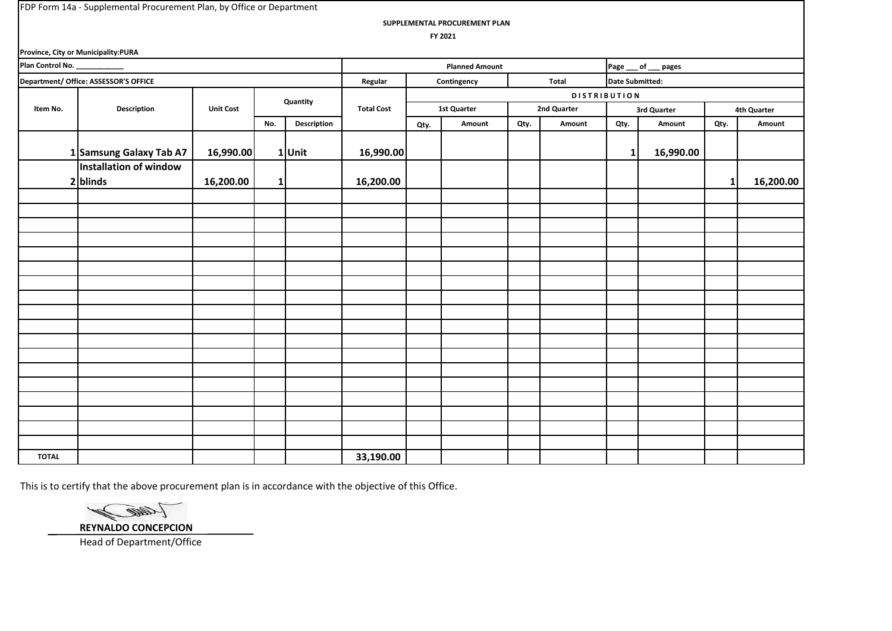FDP Form 14a - Supplemental Procurement Plan, by Office or Department

**SUPPLEMENTAL PROCUREMENT PLAN**

**FY 2021**

**Province, City or Municipality:PURA**

| Plan Control No. ___________ | | | | | | Planned Amount | | | | Page ___ of ___ pages | | | |
|---|---|---|---|---|---|---|---|---|---|---|---|---|---|
| Department/ Office: ASSESSOR'S OFFICE | | | | | Regular | Contingency | | Total | | Date Submitted: | | | |
| Item No. | Description | Unit Cost | Quantity | | Total Cost | DISTRIBUTION | | | | | | | |
| | | | | | | 1st Quarter | | 2nd Quarter | | 3rd Quarter | | 4th Quarter | |
| | | | No. | Description | | Qty. | Amount | Qty. | Amount | Qty. | Amount | Qty. | Amount |
| 1 | Samsung Galaxy Tab A7 | 16,990.00 | 1 | Unit | 16,990.00 | | | | | 1 | 16,990.00 | | |
| 2 | Installation of window blinds | 16,200.00 | 1 | | 16,200.00 | | | | | | | 1 | 16,200.00 |
| TOTAL | | | | | 33,190.00 | | | | | | | | |

This is to certify that the above procurement plan is in accordance with the objective of this Office.

**REYNALDO CONCEPCION**
Head of Department/Office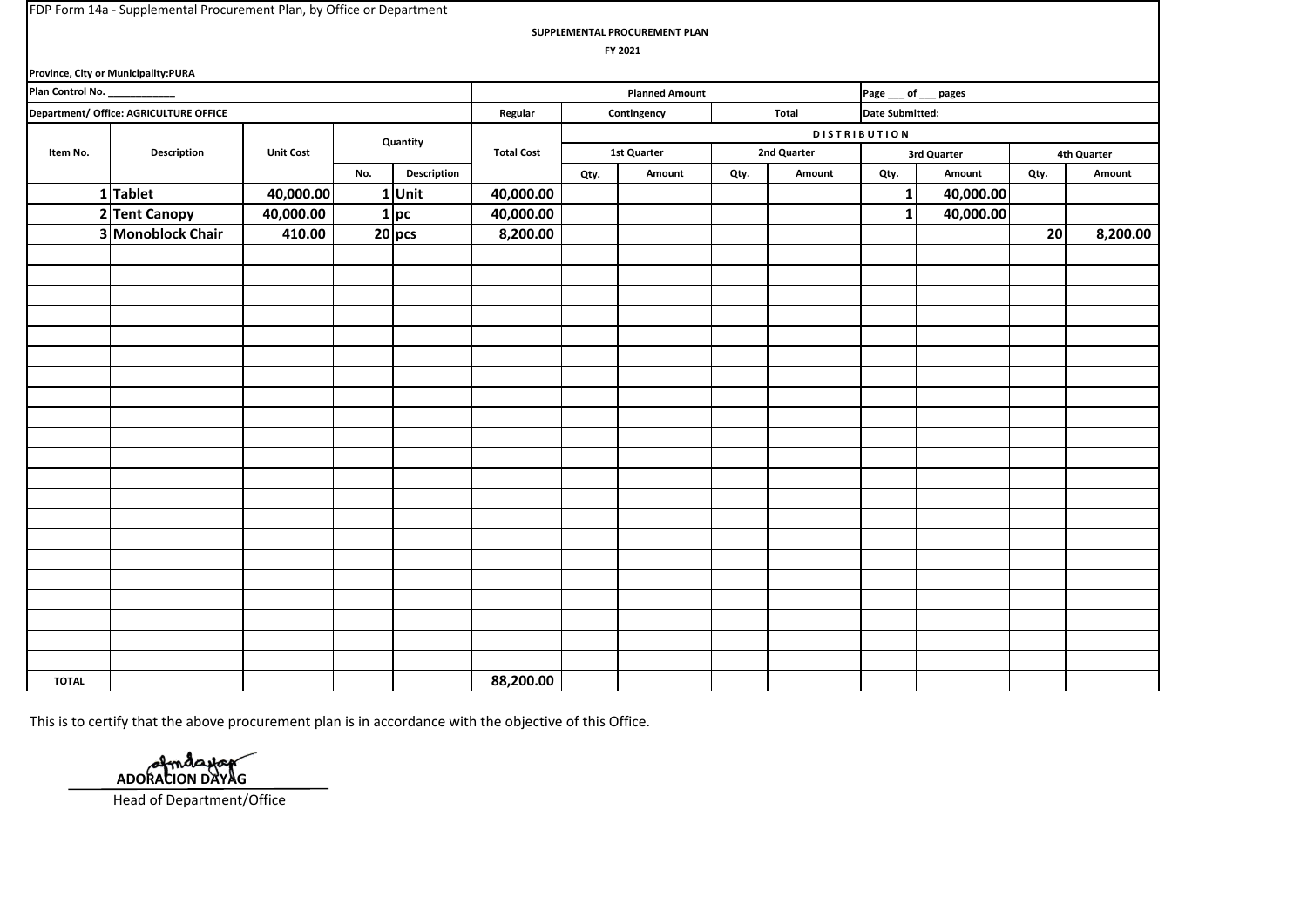FDP Form 14a - Supplemental Procurement Plan, by Office or Department

**SUPPLEMENTAL PROCUREMENT PLAN**

**FY 2021**

**Province, City or Municipality:PURA**

| **Plan Control No. ___________** | | | | | **Planned Amount** | | | | **Page ___ of ___ pages** | | | |
|---|---|---|---|---|---|---|---|---|---|---|---|---|
| **Department/ Office: AGRICULTURE OFFICE** | | | | **Regular** | **Contingency** | | **Total** | | **Date Submitted:** | | | |

| Item No. | Description | Unit Cost | Quantity | | Total Cost | DISTRIBUTION | | | | | | | |
|---|---|---|---|---|---|---|---|---|---|---|---|---|---|
| | | | | | | 1st Quarter | | 2nd Quarter | | 3rd Quarter | | 4th Quarter | |
| | | | No. | Description | | Qty. | Amount | Qty. | Amount | Qty. | Amount | Qty. | Amount |
| 1 | Tablet | 40,000.00 | 1 | Unit | 40,000.00 | | | | | 1 | 40,000.00 | | |
| 2 | Tent Canopy | 40,000.00 | 1 | pc | 40,000.00 | | | | | 1 | 40,000.00 | | |
| 3 | Monoblock Chair | 410.00 | 20 | pcs | 8,200.00 | | | | | | | 20 | 8,200.00 |
| TOTAL | | | | | 88,200.00 | | | | | | | | |

This is to certify that the above procurement plan is in accordance with the objective of this Office.

**ADORACION DAYAG**
Head of Department/Office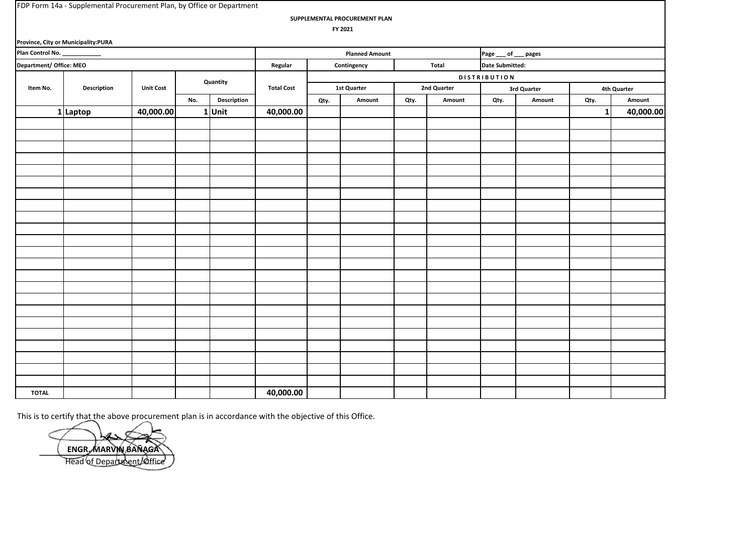FDP Form 14a - Supplemental Procurement Plan, by Office or Department

**SUPPLEMENTAL PROCUREMENT PLAN**

**FY 2021**

**Province, City or Municipality:PURA**

| **Plan Control No. ____________** | | | | | **Planned Amount** | | | | | **Page ___ of ___ pages** | | | |
|---|---|---|---|---|---|---|---|---|---|---|---|---|---|
| **Department/ Office: MEO** | | | | | **Regular** | **Contingency** | | **Total** | | **Date Submitted:** | | | |
| **Item No.** | **Description** | **Unit Cost** | **Quantity** | | **Total Cost** | **DISTRIBUTION** | | | | | | | |
| | | | | | | **1st Quarter** | | **2nd Quarter** | | **3rd Quarter** | | **4th Quarter** | |
| | | | **No.** | **Description** | | **Qty.** | **Amount** | **Qty.** | **Amount** | **Qty.** | **Amount** | **Qty.** | **Amount** |
| 1 | Laptop | 40,000.00 | 1 | Unit | 40,000.00 | | | | | | | 1 | 40,000.00 |
| **TOTAL** | | | | | 40,000.00 | | | | | | | | |

This is to certify that the above procurement plan is in accordance with the objective of this Office.

**ENGR. MARVIN BAÑAGA**
Head of Department/Office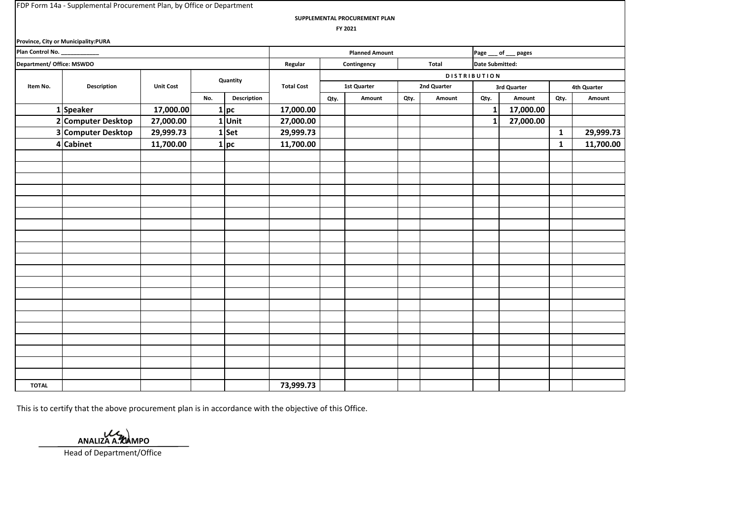FDP Form 14a - Supplemental Procurement Plan, by Office or Department

**SUPPLEMENTAL PROCUREMENT PLAN**

**FY 2021**

**Province, City or Municipality:PURA**

| Plan Control No. ___________ | | | | | Planned Amount | | | | Page ___ of ___ pages | | | |
|---|---|---|---|---|---|---|---|---|---|---|---|---|
| Department/ Office: MSWDO | | | | Regular | Contingency | | Total | | Date Submitted: | | | |
| Item No. | Description | Unit Cost | Quantity | | Total Cost | DISTRIBUTION | | | | | | | |
| | | | | | | 1st Quarter | | 2nd Quarter | | 3rd Quarter | | 4th Quarter | |
| | | | No. | Description | | Qty. | Amount | Qty. | Amount | Qty. | Amount | Qty. | Amount |
| 1 | Speaker | 17,000.00 | 1 | pc | 17,000.00 | | | | | 1 | 17,000.00 | | |
| 2 | Computer Desktop | 27,000.00 | 1 | Unit | 27,000.00 | | | | | 1 | 27,000.00 | | |
| 3 | Computer Desktop | 29,999.73 | 1 | Set | 29,999.73 | | | | | | | 1 | 29,999.73 |
| 4 | Cabinet | 11,700.00 | 1 | pc | 11,700.00 | | | | | | | 1 | 11,700.00 |
| TOTAL | | | | | 73,999.73 | | | | | | | | |

This is to certify that the above procurement plan is in accordance with the objective of this Office.

ANALIZA A. CAMPO

Head of Department/Office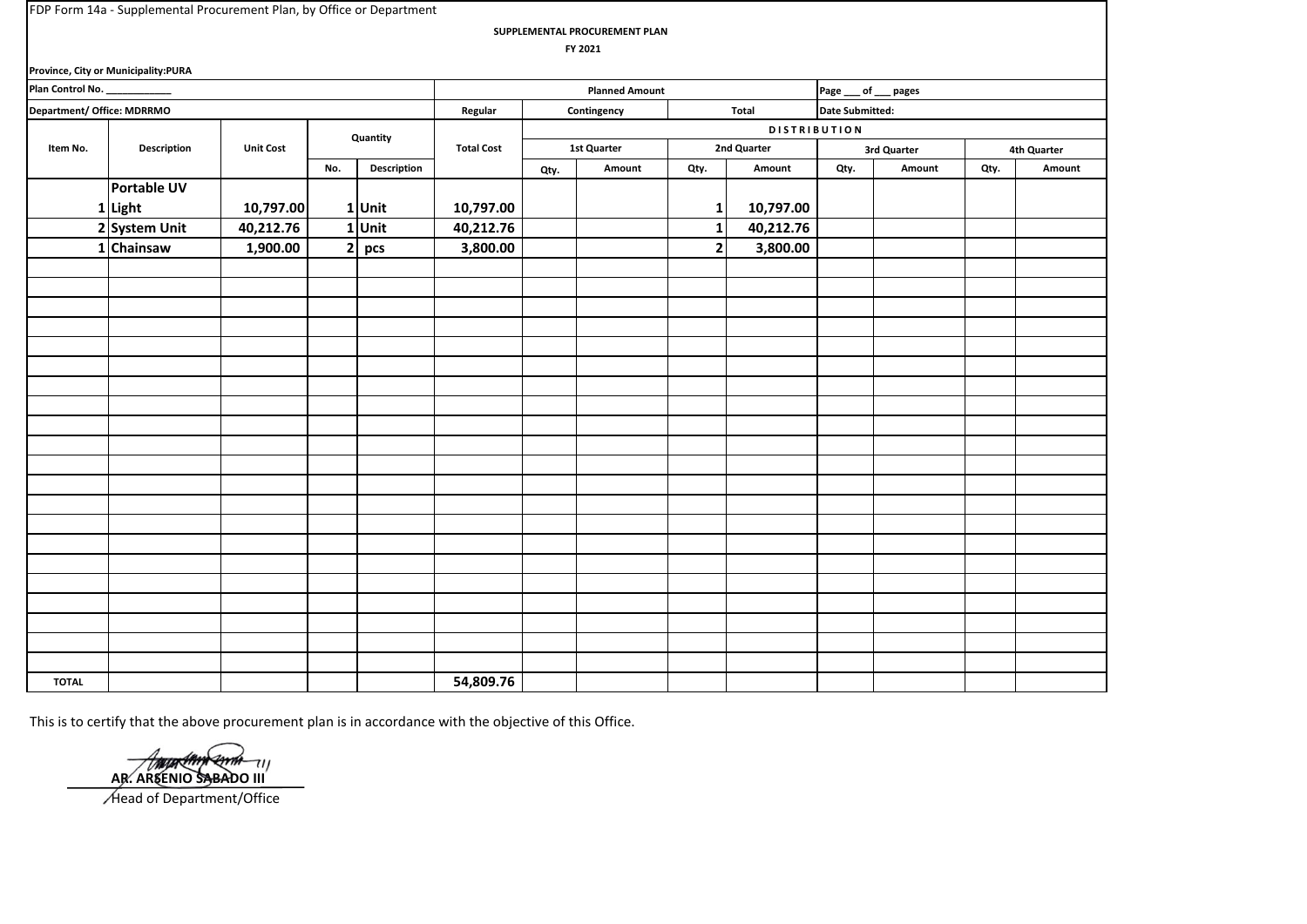FDP Form 14a - Supplemental Procurement Plan, by Office or Department

**SUPPLEMENTAL PROCUREMENT PLAN**

**FY 2021**

**Province, City or Municipality:PURA**

| **Plan Control No. ____________** | | | | | **Planned Amount** | | | | | **Page ___ of ___ pages** | | | |
|---|---|---|---|---|---|---|---|---|---|---|---|---|---|
| **Department/ Office: MDRRMO** | | | | | **Regular** | **Contingency** | | **Total** | | **Date Submitted:** | | | |
| **Item No.** | **Description** | **Unit Cost** | **Quantity** | | **Total Cost** | **DISTRIBUTION** | | | | | | | |
| | | | | | | **1st Quarter** | | **2nd Quarter** | | **3rd Quarter** | | **4th Quarter** | |
| | | | **No.** | **Description** | | **Qty.** | **Amount** | **Qty.** | **Amount** | **Qty.** | **Amount** | **Qty.** | **Amount** |
| 1 | Portable UV Light | 10,797.00 | 1 | Unit | 10,797.00 | | | 1 | 10,797.00 | | | | |
| 2 | System Unit | 40,212.76 | 1 | Unit | 40,212.76 | | | 1 | 40,212.76 | | | | |
| 1 | Chainsaw | 1,900.00 | 2 | pcs | 3,800.00 | | | 2 | 3,800.00 | | | | |
| **TOTAL** | | | | | **54,809.76** | | | | | | | | |

This is to certify that the above procurement plan is in accordance with the objective of this Office.

**AR. ARSENIO SABADO III**
Head of Department/Office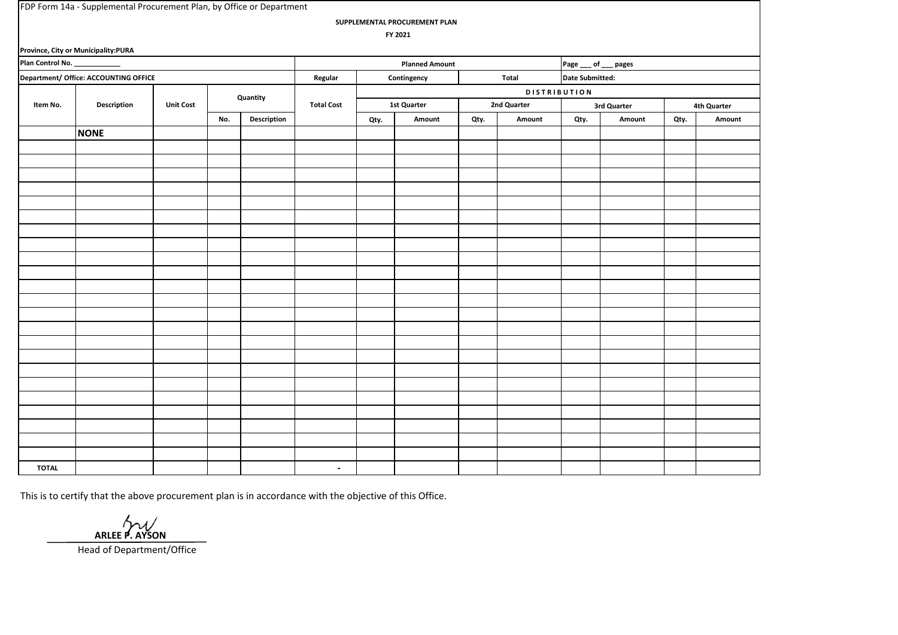FDP Form 14a - Supplemental Procurement Plan, by Office or Department

**SUPPLEMENTAL PROCUREMENT PLAN**

**FY 2021**

**Province, City or Municipality:PURA**

| **Plan Control No. ___________** | | | | | **Planned Amount** | | | | | | **Page ___ of ___ pages** | | | |
|---|---|---|---|---|---|---|---|---|---|---|---|---|---|---|
| **Department/ Office: ACCOUNTING OFFICE** | | | | | **Regular** | **Contingency** | | **Total** | | | **Date Submitted:** | | | |
| **Item No.** | **Description** | **Unit Cost** | **Quantity** | | **Total Cost** | **DISTRIBUTION** | | | | | | | | |
| | | | | | | **1st Quarter** | | **2nd Quarter** | | **3rd Quarter** | | **4th Quarter** | | |
| | | | **No.** | **Description** | | **Qty.** | **Amount** | **Qty.** | **Amount** | **Qty.** | **Amount** | **Qty.** | **Amount** | |
| | **NONE** | | | | | | | | | | | | | |
| **TOTAL** | | | | | - | | | | | | | | | |

This is to certify that the above procurement plan is in accordance with the objective of this Office.

**ARLEE P. AYSON**
Head of Department/Office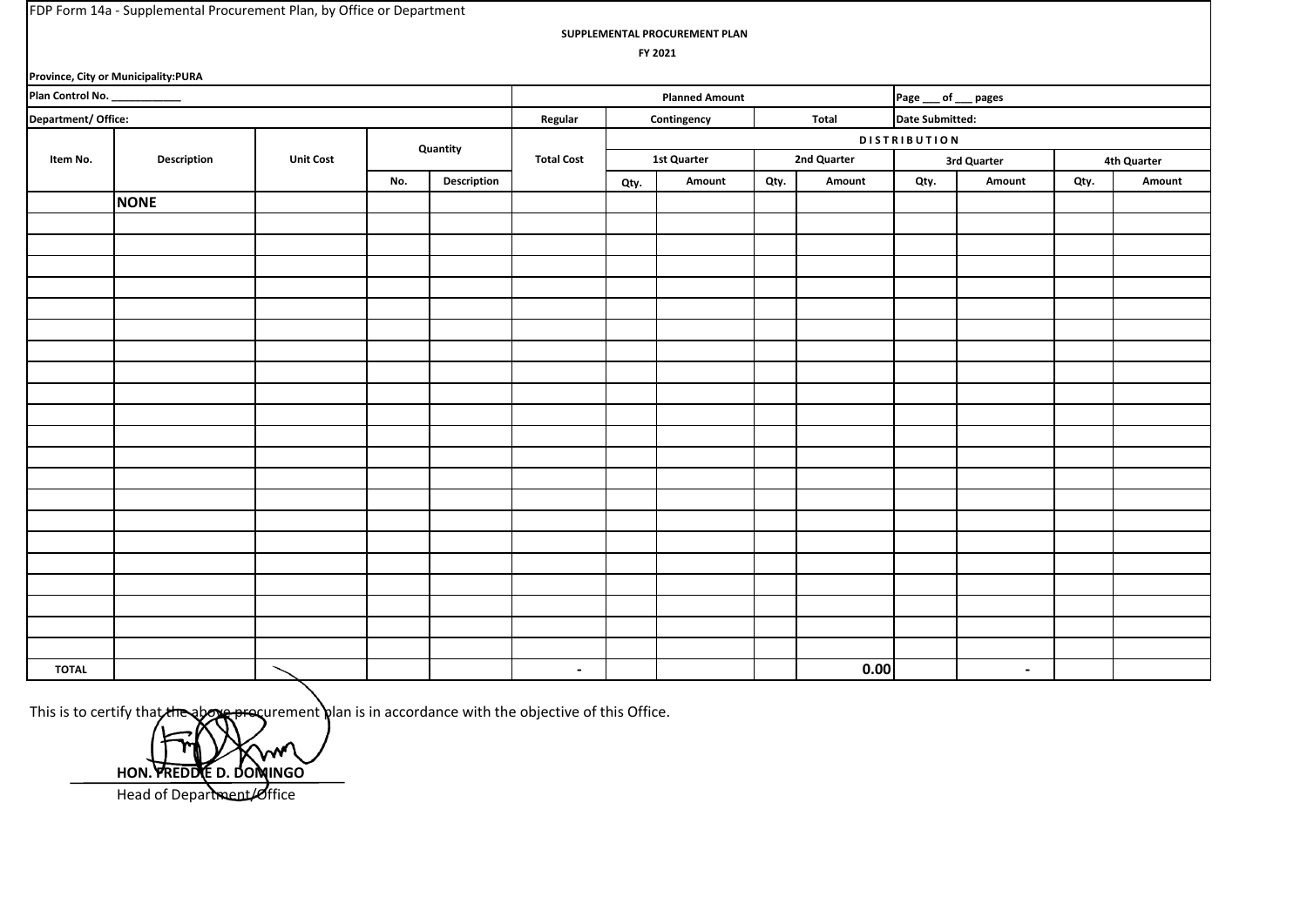FDP Form 14a - Supplemental Procurement Plan, by Office or Department

**SUPPLEMENTAL PROCUREMENT PLAN**

**FY 2021**

**Province, City or Municipality:PURA**

| Plan Control No. ____________ | | | | | Planned Amount | | | | | Page ___ of ___ pages | | | |
|---|---|---|---|---|---|---|---|---|---|---|---|---|---|
| Department/ Office: | | | | | Regular | Contingency | | Total | | Date Submitted: | | | |
| Item No. | Description | Unit Cost | Quantity | | Total Cost | DISTRIBUTION | | | | | | | |
| | | | | | | 1st Quarter | | 2nd Quarter | | 3rd Quarter | | 4th Quarter | |
| | | | No. | Description | | Qty. | Amount | Qty. | Amount | Qty. | Amount | Qty. | Amount |
| | **NONE** | | | | | | | | | | | | |
| | | | | | | | | | | | | | |
| | | | | | | | | | | | | | |
| | | | | | | | | | | | | | |
| | | | | | | | | | | | | | |
| | | | | | | | | | | | | | |
| | | | | | | | | | | | | | |
| | | | | | | | | | | | | | |
| | | | | | | | | | | | | | |
| | | | | | | | | | | | | | |
| | | | | | | | | | | | | | |
| | | | | | | | | | | | | | |
| | | | | | | | | | | | | | |
| | | | | | | | | | | | | | |
| | | | | | | | | | | | | | |
| | | | | | | | | | | | | | |
| | | | | | | | | | | | | | |
| | | | | | | | | | | | | | |
| | | | | | | | | | | | | | |
| | | | | | | | | | | | | | |
| | | | | | | | | | | | | | |
| | | | | | | | | | | | | | |
| **TOTAL** | | | | | - | | | | **0.00** | | - | | |

This is to certify that the above procurement plan is in accordance with the objective of this Office.

**HON. FREDDIE D. DOMINGO**
Head of Department/Office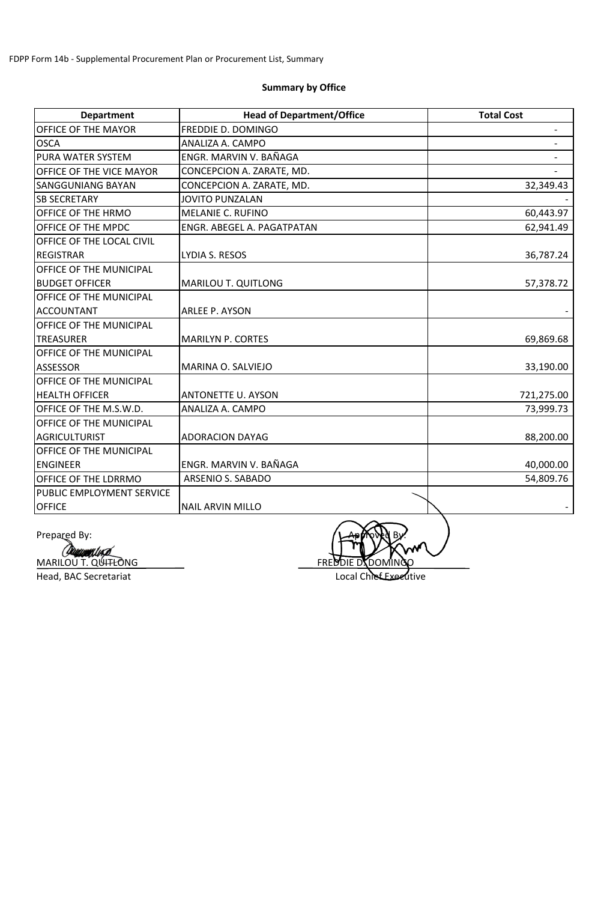FDPP Form 14b - Supplemental Procurement Plan or Procurement List, Summary

**Summary by Office**

| Department | Head of Department/Office | Total Cost |
|---|---|---|
| OFFICE OF THE MAYOR | FREDDIE D. DOMINGO | - |
| OSCA | ANALIZA A. CAMPO | - |
| PURA WATER SYSTEM | ENGR. MARVIN V. BAÑAGA | - |
| OFFICE OF THE VICE MAYOR | CONCEPCION A. ZARATE, MD. | - |
| SANGGUNIANG BAYAN | CONCEPCION A. ZARATE, MD. | 32,349.43 |
| SB SECRETARY | JOVITO PUNZALAN | - |
| OFFICE OF THE HRMO | MELANIE C. RUFINO | 60,443.97 |
| OFFICE OF THE MPDC | ENGR. ABEGEL A. PAGATPATAN | 62,941.49 |
| OFFICE OF THE LOCAL CIVIL REGISTRAR | LYDIA S. RESOS | 36,787.24 |
| OFFICE OF THE MUNICIPAL BUDGET OFFICER | MARILOU T. QUITLONG | 57,378.72 |
| OFFICE OF THE MUNICIPAL ACCOUNTANT | ARLEE P. AYSON | - |
| OFFICE OF THE MUNICIPAL TREASURER | MARILYN P. CORTES | 69,869.68 |
| OFFICE OF THE MUNICIPAL ASSESSOR | MARINA O. SALVIEJO | 33,190.00 |
| OFFICE OF THE MUNICIPAL HEALTH OFFICER | ANTONETTE U. AYSON | 721,275.00 |
| OFFICE OF THE M.S.W.D. | ANALIZA A. CAMPO | 73,999.73 |
| OFFICE OF THE MUNICIPAL AGRICULTURIST | ADORACION DAYAG | 88,200.00 |
| OFFICE OF THE MUNICIPAL ENGINEER | ENGR. MARVIN V. BAÑAGA | 40,000.00 |
| OFFICE OF THE LDRRMO | ARSENIO S. SABADO | 54,809.76 |
| PUBLIC EMPLOYMENT SERVICE OFFICE | NAIL ARVIN MILLO | - |

Prepared By:

MARILOU T. QUITLONG
Head, BAC Secretariat

Approved By:

FREDDIE D. DOMINGO
Local Chief Executive